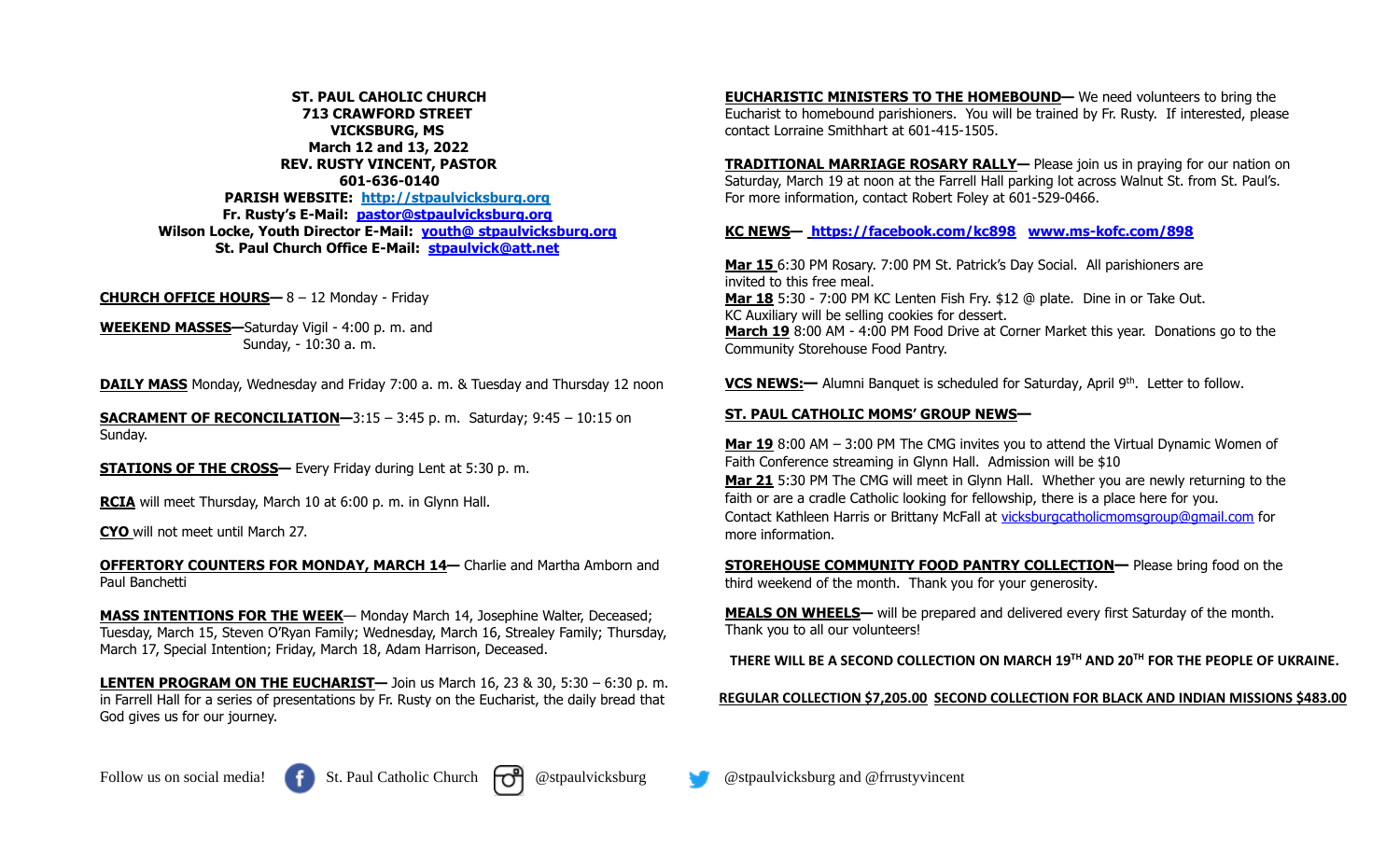**ST. PAUL CAHOLIC CHURCH**
**713 CRAWFORD STREET**
**VICKSBURG, MS**
**March 12 and 13, 2022**
**REV. RUSTY VINCENT, PASTOR**
**601-636-0140**
**PARISH WEBSITE: http://stpaulvicksburg.org**
**Fr. Rusty's E-Mail: pastor@stpaulvicksburg.org**
**Wilson Locke, Youth Director E-Mail: youth@ stpaulvicksburg.org**
**St. Paul Church Office E-Mail: stpaulvick@att.net**

**CHURCH OFFICE HOURS—** 8 – 12 Monday - Friday

**WEEKEND MASSES—**Saturday Vigil - 4:00 p. m. and
Sunday, - 10:30 a. m.

**DAILY MASS** Monday, Wednesday and Friday 7:00 a. m. & Tuesday and Thursday 12 noon

**SACRAMENT OF RECONCILIATION—**3:15 – 3:45 p. m. Saturday; 9:45 – 10:15 on Sunday.

**STATIONS OF THE CROSS—** Every Friday during Lent at 5:30 p. m.

**RCIA** will meet Thursday, March 10 at 6:00 p. m. in Glynn Hall.

**CYO** will not meet until March 27.

**OFFERTORY COUNTERS FOR MONDAY, MARCH 14—** Charlie and Martha Amborn and Paul Banchetti

**MASS INTENTIONS FOR THE WEEK**— Monday March 14, Josephine Walter, Deceased; Tuesday, March 15, Steven O'Ryan Family; Wednesday, March 16, Strealey Family; Thursday, March 17, Special Intention; Friday, March 18, Adam Harrison, Deceased.

**LENTEN PROGRAM ON THE EUCHARIST—** Join us March 16, 23 & 30, 5:30 – 6:30 p. m. in Farrell Hall for a series of presentations by Fr. Rusty on the Eucharist, the daily bread that God gives us for our journey.

**EUCHARISTIC MINISTERS TO THE HOMEBOUND—** We need volunteers to bring the Eucharist to homebound parishioners. You will be trained by Fr. Rusty. If interested, please contact Lorraine Smithhart at 601-415-1505.

**TRADITIONAL MARRIAGE ROSARY RALLY—** Please join us in praying for our nation on Saturday, March 19 at noon at the Farrell Hall parking lot across Walnut St. from St. Paul's. For more information, contact Robert Foley at 601-529-0466.

**KC NEWS—** https://facebook.com/kc898 www.ms-kofc.com/898

**Mar 15** 6:30 PM Rosary. 7:00 PM St. Patrick's Day Social. All parishioners are invited to this free meal.
**Mar 18** 5:30 - 7:00 PM KC Lenten Fish Fry. $12 @ plate. Dine in or Take Out. KC Auxiliary will be selling cookies for dessert.
**March 19** 8:00 AM - 4:00 PM Food Drive at Corner Market this year. Donations go to the Community Storehouse Food Pantry.

**VCS NEWS:—** Alumni Banquet is scheduled for Saturday, April 9th. Letter to follow.

**ST. PAUL CATHOLIC MOMS' GROUP NEWS—**

**Mar 19** 8:00 AM – 3:00 PM The CMG invites you to attend the Virtual Dynamic Women of Faith Conference streaming in Glynn Hall. Admission will be $10
**Mar 21** 5:30 PM The CMG will meet in Glynn Hall. Whether you are newly returning to the faith or are a cradle Catholic looking for fellowship, there is a place here for you.
Contact Kathleen Harris or Brittany McFall at vicksburgcatholicmomsgroup@gmail.com for more information.

**STOREHOUSE COMMUNITY FOOD PANTRY COLLECTION—** Please bring food on the third weekend of the month. Thank you for your generosity.

**MEALS ON WHEELS—** will be prepared and delivered every first Saturday of the month. Thank you to all our volunteers!

**THERE WILL BE A SECOND COLLECTION ON MARCH 19TH AND 20TH FOR THE PEOPLE OF UKRAINE.**

**REGULAR COLLECTION $7,205.00 SECOND COLLECTION FOR BLACK AND INDIAN MISSIONS $483.00**

Follow us on social media! St. Paul Catholic Church @stpaulvicksburg @stpaulvicksburg and @frrustyvincent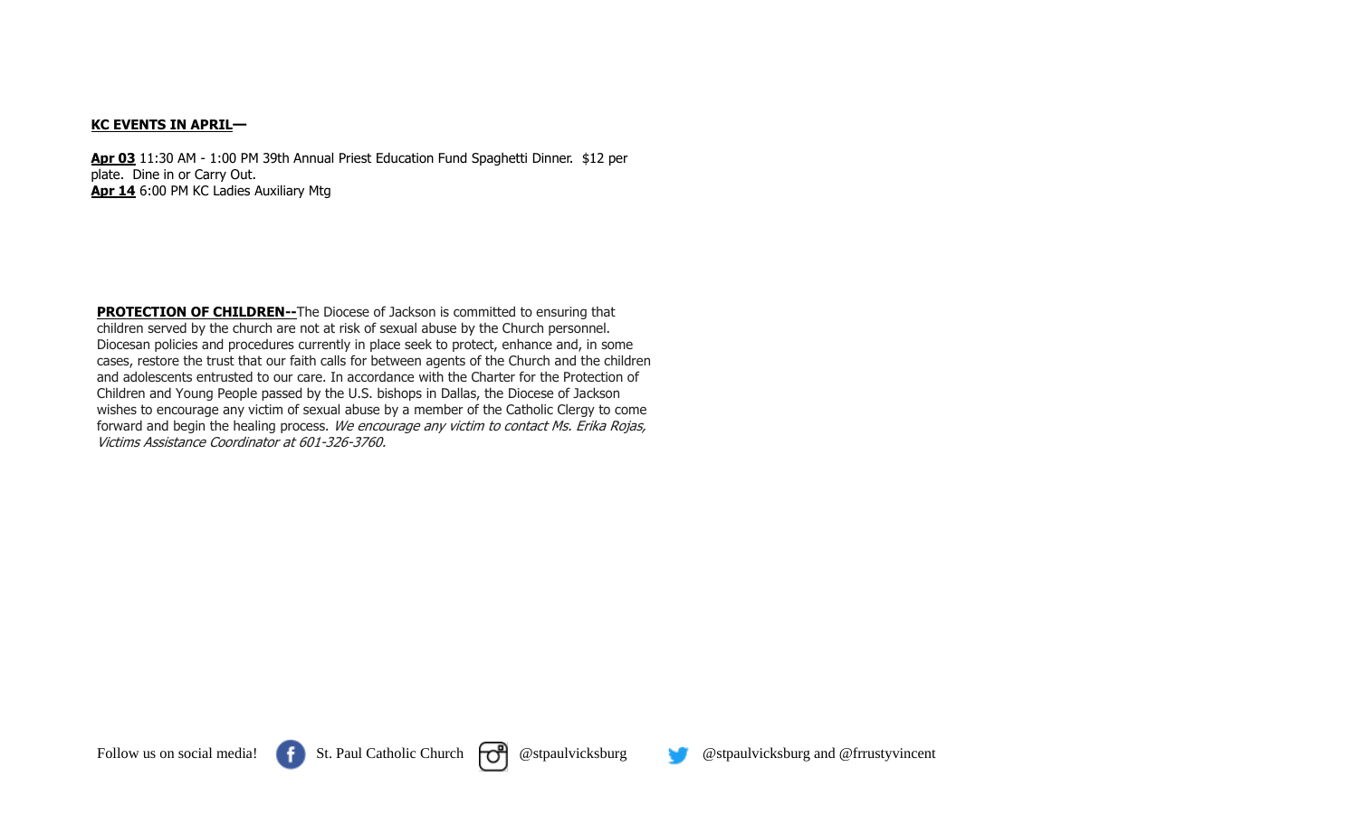**KC EVENTS IN APRIL—**

**Apr 03** 11:30 AM - 1:00 PM 39th Annual Priest Education Fund Spaghetti Dinner. $12 per plate. Dine in or Carry Out.
**Apr 14** 6:00 PM KC Ladies Auxiliary Mtg

**PROTECTION OF CHILDREN--**The Diocese of Jackson is committed to ensuring that children served by the church are not at risk of sexual abuse by the Church personnel. Diocesan policies and procedures currently in place seek to protect, enhance and, in some cases, restore the trust that our faith calls for between agents of the Church and the children and adolescents entrusted to our care. In accordance with the Charter for the Protection of Children and Young People passed by the U.S. bishops in Dallas, the Diocese of Jackson wishes to encourage any victim of sexual abuse by a member of the Catholic Clergy to come forward and begin the healing process. *We encourage any victim to contact Ms. Erika Rojas, Victims Assistance Coordinator at 601-326-3760.*

Follow us on social media! St. Paul Catholic Church @stpaulvicksburg @stpaulvicksburg and @frrustyvincent